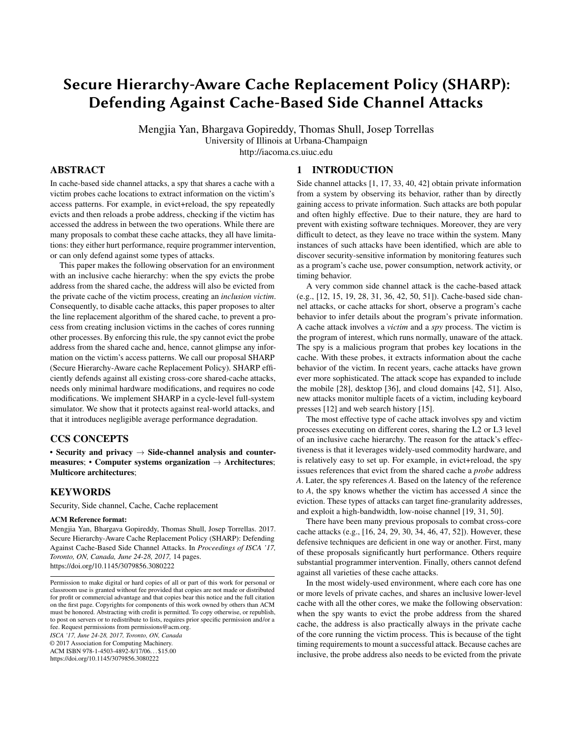# Secure Hierarchy-Aware Cache Replacement Policy (SHARP): Defending Against Cache-Based Side Channel Attacks

Mengjia Yan, Bhargava Gopireddy, Thomas Shull, Josep Torrellas
University of Illinois at Urbana-Champaign
http://iacoma.cs.uiuc.edu

## ABSTRACT

In cache-based side channel attacks, a spy that shares a cache with a victim probes cache locations to extract information on the victim's access patterns. For example, in evict+reload, the spy repeatedly evicts and then reloads a probe address, checking if the victim has accessed the address in between the two operations. While there are many proposals to combat these cache attacks, they all have limitations: they either hurt performance, require programmer intervention, or can only defend against some types of attacks.

This paper makes the following observation for an environment with an inclusive cache hierarchy: when the spy evicts the probe address from the shared cache, the address will also be evicted from the private cache of the victim process, creating an *inclusion victim*. Consequently, to disable cache attacks, this paper proposes to alter the line replacement algorithm of the shared cache, to prevent a process from creating inclusion victims in the caches of cores running other processes. By enforcing this rule, the spy cannot evict the probe address from the shared cache and, hence, cannot glimpse any information on the victim's access patterns. We call our proposal SHARP (Secure Hierarchy-Aware cache Replacement Policy). SHARP efficiently defends against all existing cross-core shared-cache attacks, needs only minimal hardware modifications, and requires no code modifications. We implement SHARP in a cycle-level full-system simulator. We show that it protects against real-world attacks, and that it introduces negligible average performance degradation.

## CCS CONCEPTS

• **Security and privacy** → **Side-channel analysis and countermeasures**; • **Computer systems organization** → **Architectures**; **Multicore architectures**;

## KEYWORDS

Security, Side channel, Cache, Cache replacement

**ACM Reference format:**

Mengjia Yan, Bhargava Gopireddy, Thomas Shull, Josep Torrellas. 2017. Secure Hierarchy-Aware Cache Replacement Policy (SHARP): Defending Against Cache-Based Side Channel Attacks. In *Proceedings of ISCA '17, Toronto, ON, Canada, June 24-28, 2017,* 14 pages.
https://doi.org/10.1145/3079856.3080222

Permission to make digital or hard copies of all or part of this work for personal or classroom use is granted without fee provided that copies are not made or distributed for profit or commercial advantage and that copies bear this notice and the full citation on the first page. Copyrights for components of this work owned by others than ACM must be honored. Abstracting with credit is permitted. To copy otherwise, or republish, to post on servers or to redistribute to lists, requires prior specific permission and/or a fee. Request permissions from permissions@acm.org.
*ISCA '17, June 24-28, 2017, Toronto, ON, Canada*
© 2017 Association for Computing Machinery.
ACM ISBN 978-1-4503-4892-8/17/06. . . $15.00
https://doi.org/10.1145/3079856.3080222

## 1 INTRODUCTION

Side channel attacks [1, 17, 33, 40, 42] obtain private information from a system by observing its behavior, rather than by directly gaining access to private information. Such attacks are both popular and often highly effective. Due to their nature, they are hard to prevent with existing software techniques. Moreover, they are very difficult to detect, as they leave no trace within the system. Many instances of such attacks have been identified, which are able to discover security-sensitive information by monitoring features such as a program's cache use, power consumption, network activity, or timing behavior.

A very common side channel attack is the cache-based attack (e.g., [12, 15, 19, 28, 31, 36, 42, 50, 51]). Cache-based side channel attacks, or cache attacks for short, observe a program's cache behavior to infer details about the program's private information. A cache attack involves a *victim* and a *spy* process. The victim is the program of interest, which runs normally, unaware of the attack. The spy is a malicious program that probes key locations in the cache. With these probes, it extracts information about the cache behavior of the victim. In recent years, cache attacks have grown ever more sophisticated. The attack scope has expanded to include the mobile [28], desktop [36], and cloud domains [42, 51]. Also, new attacks monitor multiple facets of a victim, including keyboard presses [12] and web search history [15].

The most effective type of cache attack involves spy and victim processes executing on different cores, sharing the L2 or L3 level of an inclusive cache hierarchy. The reason for the attack's effectiveness is that it leverages widely-used commodity hardware, and is relatively easy to set up. For example, in evict+reload, the spy issues references that evict from the shared cache a *probe* address *A*. Later, the spy references *A*. Based on the latency of the reference to *A*, the spy knows whether the victim has accessed *A* since the eviction. These types of attacks can target fine-granularity addresses, and exploit a high-bandwidth, low-noise channel [19, 31, 50].

There have been many previous proposals to combat cross-core cache attacks (e.g., [16, 24, 29, 30, 34, 46, 47, 52]). However, these defensive techniques are deficient in one way or another. First, many of these proposals significantly hurt performance. Others require substantial programmer intervention. Finally, others cannot defend against all varieties of these cache attacks.

In the most widely-used environment, where each core has one or more levels of private caches, and shares an inclusive lower-level cache with all the other cores, we make the following observation: when the spy wants to evict the probe address from the shared cache, the address is also practically always in the private cache of the core running the victim process. This is because of the tight timing requirements to mount a successful attack. Because caches are inclusive, the probe address also needs to be evicted from the private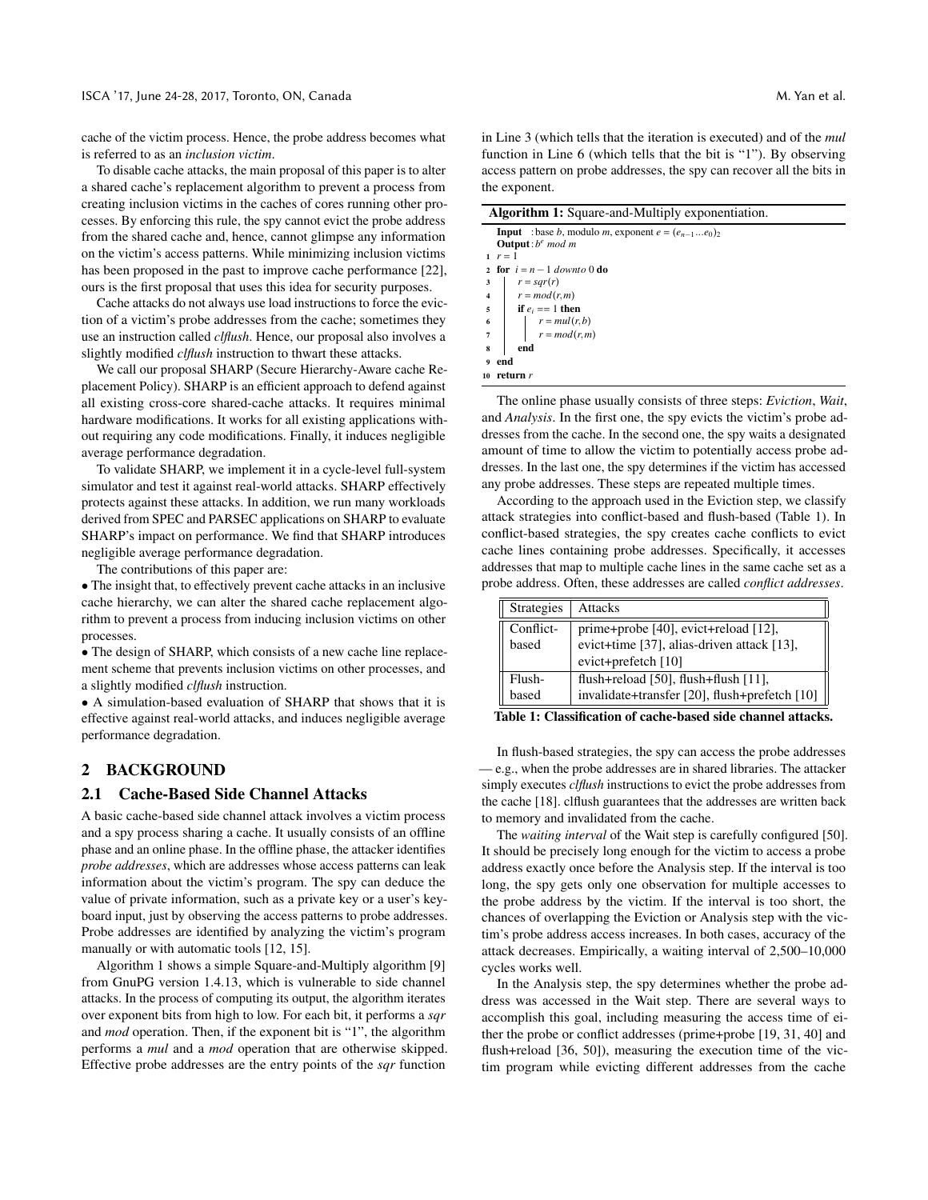cache of the victim process. Hence, the probe address becomes what is referred to as an *inclusion victim*.

To disable cache attacks, the main proposal of this paper is to alter a shared cache's replacement algorithm to prevent a process from creating inclusion victims in the caches of cores running other processes. By enforcing this rule, the spy cannot evict the probe address from the shared cache and, hence, cannot glimpse any information on the victim's access patterns. While minimizing inclusion victims has been proposed in the past to improve cache performance [22], ours is the first proposal that uses this idea for security purposes.

Cache attacks do not always use load instructions to force the eviction of a victim's probe addresses from the cache; sometimes they use an instruction called *clflush*. Hence, our proposal also involves a slightly modified *clflush* instruction to thwart these attacks.

We call our proposal SHARP (Secure Hierarchy-Aware cache Replacement Policy). SHARP is an efficient approach to defend against all existing cross-core shared-cache attacks. It requires minimal hardware modifications. It works for all existing applications without requiring any code modifications. Finally, it induces negligible average performance degradation.

To validate SHARP, we implement it in a cycle-level full-system simulator and test it against real-world attacks. SHARP effectively protects against these attacks. In addition, we run many workloads derived from SPEC and PARSEC applications on SHARP to evaluate SHARP's impact on performance. We find that SHARP introduces negligible average performance degradation.

The contributions of this paper are:

- The insight that, to effectively prevent cache attacks in an inclusive cache hierarchy, we can alter the shared cache replacement algorithm to prevent a process from inducing inclusion victims on other processes.
- The design of SHARP, which consists of a new cache line replacement scheme that prevents inclusion victims on other processes, and a slightly modified *clflush* instruction.
- A simulation-based evaluation of SHARP that shows that it is effective against real-world attacks, and induces negligible average performance degradation.

## 2 BACKGROUND

### 2.1 Cache-Based Side Channel Attacks

A basic cache-based side channel attack involves a victim process and a spy process sharing a cache. It usually consists of an offline phase and an online phase. In the offline phase, the attacker identifies *probe addresses*, which are addresses whose access patterns can leak information about the victim's program. The spy can deduce the value of private information, such as a private key or a user's keyboard input, just by observing the access patterns to probe addresses. Probe addresses are identified by analyzing the victim's program manually or with automatic tools [12, 15].

Algorithm 1 shows a simple Square-and-Multiply algorithm [9] from GnuPG version 1.4.13, which is vulnerable to side channel attacks. In the process of computing its output, the algorithm iterates over exponent bits from high to low. For each bit, it performs a *sqr* and *mod* operation. Then, if the exponent bit is "1", the algorithm performs a *mul* and a *mod* operation that are otherwise skipped. Effective probe addresses are the entry points of the *sqr* function in Line 3 (which tells that the iteration is executed) and of the *mul* function in Line 6 (which tells that the bit is "1"). By observing access pattern on probe addresses, the spy can recover all the bits in the exponent.

**Algorithm 1:** Square-and-Multiply exponentiation.

```
   Input  : base b, modulo m, exponent e = (e_{n-1}...e_0)_2
   Output : b^e mod m
1  r = 1
2  for i = n-1 downto 0 do
3      r = sqr(r)
4      r = mod(r,m)
5      if e_i == 1 then
6          r = mul(r,b)
7          r = mod(r,m)
8      end
9  end
10 return r
```

The online phase usually consists of three steps: *Eviction*, *Wait*, and *Analysis*. In the first one, the spy evicts the victim's probe addresses from the cache. In the second one, the spy waits a designated amount of time to allow the victim to potentially access probe addresses. In the last one, the spy determines if the victim has accessed any probe addresses. These steps are repeated multiple times.

According to the approach used in the Eviction step, we classify attack strategies into conflict-based and flush-based (Table 1). In conflict-based strategies, the spy creates cache conflicts to evict cache lines containing probe addresses. Specifically, it accesses addresses that map to multiple cache lines in the same cache set as a probe address. Often, these addresses are called *conflict addresses*.

| Strategies | Attacks |
|---|---|
| Conflict-based | prime+probe [40], evict+reload [12], evict+time [37], alias-driven attack [13], evict+prefetch [10] |
| Flush-based | flush+reload [50], flush+flush [11], invalidate+transfer [20], flush+prefetch [10] |

**Table 1: Classification of cache-based side channel attacks.**

In flush-based strategies, the spy can access the probe addresses — e.g., when the probe addresses are in shared libraries. The attacker simply executes *clflush* instructions to evict the probe addresses from the cache [18]. clflush guarantees that the addresses are written back to memory and invalidated from the cache.

The *waiting interval* of the Wait step is carefully configured [50]. It should be precisely long enough for the victim to access a probe address exactly once before the Analysis step. If the interval is too long, the spy gets only one observation for multiple accesses to the probe address by the victim. If the interval is too short, the chances of overlapping the Eviction or Analysis step with the victim's probe address access increases. In both cases, accuracy of the attack decreases. Empirically, a waiting interval of 2,500–10,000 cycles works well.

In the Analysis step, the spy determines whether the probe address was accessed in the Wait step. There are several ways to accomplish this goal, including measuring the access time of either the probe or conflict addresses (prime+probe [19, 31, 40] and flush+reload [36, 50]), measuring the execution time of the victim program while evicting different addresses from the cache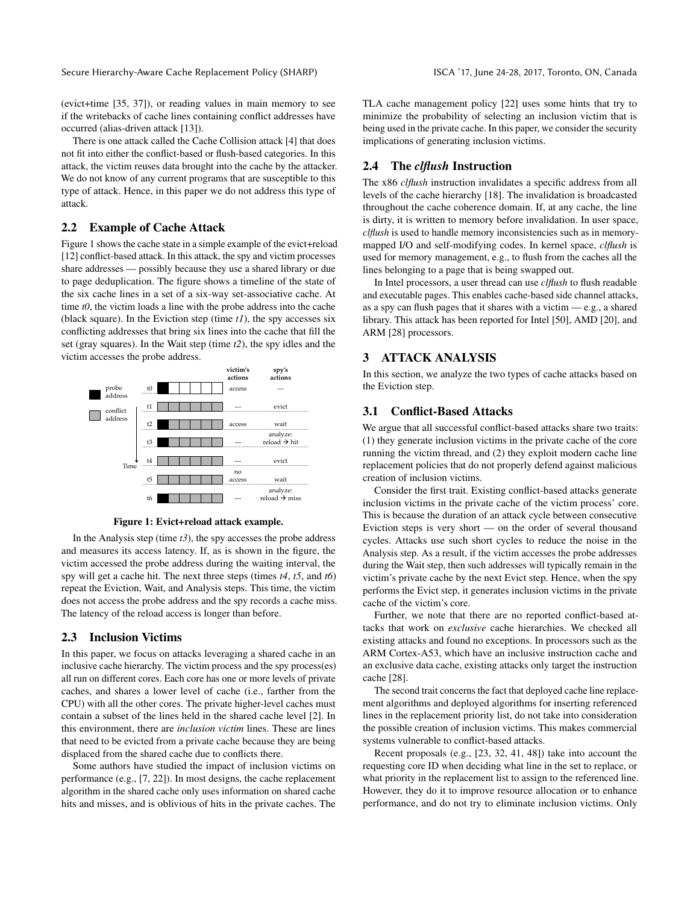(evict+time [35, 37]), or reading values in main memory to see if the writebacks of cache lines containing conflict addresses have occurred (alias-driven attack [13]).

There is one attack called the Cache Collision attack [4] that does not fit into either the conflict-based or flush-based categories. In this attack, the victim reuses data brought into the cache by the attacker. We do not know of any current programs that are susceptible to this type of attack. Hence, in this paper we do not address this type of attack.

## 2.2 Example of Cache Attack

Figure 1 shows the cache state in a simple example of the evict+reload [12] conflict-based attack. In this attack, the spy and victim processes share addresses — possibly because they use a shared library or due to page deduplication. The figure shows a timeline of the state of the six cache lines in a set of a six-way set-associative cache. At time *t0*, the victim loads a line with the probe address into the cache (black square). In the Eviction step (time *t1*), the spy accesses six conflicting addresses that bring six lines into the cache that fill the set (gray squares). In the Wait step (time *t2*), the spy idles and the victim accesses the probe address.

**Figure 1: Evict+reload attack example.**

In the Analysis step (time *t3*), the spy accesses the probe address and measures its access latency. If, as is shown in the figure, the victim accessed the probe address during the waiting interval, the spy will get a cache hit. The next three steps (times *t4*, *t5*, and *t6*) repeat the Eviction, Wait, and Analysis steps. This time, the victim does not access the probe address and the spy records a cache miss. The latency of the reload access is longer than before.

## 2.3 Inclusion Victims

In this paper, we focus on attacks leveraging a shared cache in an inclusive cache hierarchy. The victim process and the spy process(es) all run on different cores. Each core has one or more levels of private caches, and shares a lower level of cache (i.e., farther from the CPU) with all the other cores. The private higher-level caches must contain a subset of the lines held in the shared cache level [2]. In this environment, there are *inclusion victim* lines. These are lines that need to be evicted from a private cache because they are being displaced from the shared cache due to conflicts there.

Some authors have studied the impact of inclusion victims on performance (e.g., [7, 22]). In most designs, the cache replacement algorithm in the shared cache only uses information on shared cache hits and misses, and is oblivious of hits in the private caches. The TLA cache management policy [22] uses some hints that try to minimize the probability of selecting an inclusion victim that is being used in the private cache. In this paper, we consider the security implications of generating inclusion victims.

## 2.4 The *clflush* Instruction

The x86 *clflush* instruction invalidates a specific address from all levels of the cache hierarchy [18]. The invalidation is broadcasted throughout the cache coherence domain. If, at any cache, the line is dirty, it is written to memory before invalidation. In user space, *clflush* is used to handle memory inconsistencies such as in memory-mapped I/O and self-modifying codes. In kernel space, *clflush* is used for memory management, e.g., to flush from the caches all the lines belonging to a page that is being swapped out.

In Intel processors, a user thread can use *clflush* to flush readable and executable pages. This enables cache-based side channel attacks, as a spy can flush pages that it shares with a victim — e.g., a shared library. This attack has been reported for Intel [50], AMD [20], and ARM [28] processors.

# 3 ATTACK ANALYSIS

In this section, we analyze the two types of cache attacks based on the Eviction step.

## 3.1 Conflict-Based Attacks

We argue that all successful conflict-based attacks share two traits: (1) they generate inclusion victims in the private cache of the core running the victim thread, and (2) they exploit modern cache line replacement policies that do not properly defend against malicious creation of inclusion victims.

Consider the first trait. Existing conflict-based attacks generate inclusion victims in the private cache of the victim process' core. This is because the duration of an attack cycle between consecutive Eviction steps is very short — on the order of several thousand cycles. Attacks use such short cycles to reduce the noise in the Analysis step. As a result, if the victim accesses the probe addresses during the Wait step, then such addresses will typically remain in the victim's private cache by the next Evict step. Hence, when the spy performs the Evict step, it generates inclusion victims in the private cache of the victim's core.

Further, we note that there are no reported conflict-based attacks that work on *exclusive* cache hierarchies. We checked all existing attacks and found no exceptions. In processors such as the ARM Cortex-A53, which have an inclusive instruction cache and an exclusive data cache, existing attacks only target the instruction cache [28].

The second trait concerns the fact that deployed cache line replacement algorithms and deployed algorithms for inserting referenced lines in the replacement priority list, do not take into consideration the possible creation of inclusion victims. This makes commercial systems vulnerable to conflict-based attacks.

Recent proposals (e.g., [23, 32, 41, 48]) take into account the requesting core ID when deciding what line in the set to replace, or what priority in the replacement list to assign to the referenced line. However, they do it to improve resource allocation or to enhance performance, and do not try to eliminate inclusion victims. Only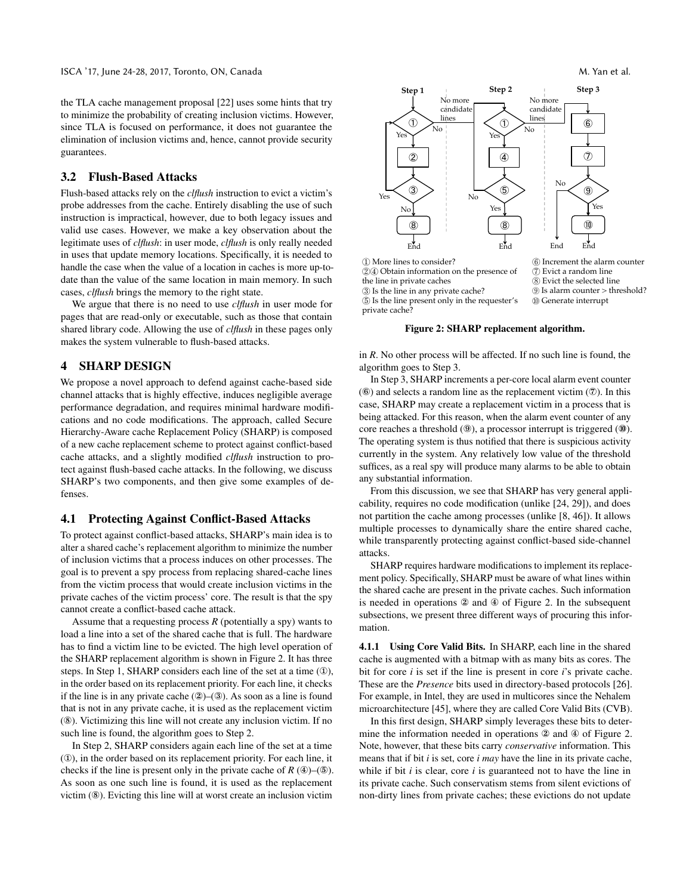the TLA cache management proposal [22] uses some hints that try to minimize the probability of creating inclusion victims. However, since TLA is focused on performance, it does not guarantee the elimination of inclusion victims and, hence, cannot provide security guarantees.

## 3.2 Flush-Based Attacks

Flush-based attacks rely on the *clflush* instruction to evict a victim's probe addresses from the cache. Entirely disabling the use of such instruction is impractical, however, due to both legacy issues and valid use cases. However, we make a key observation about the legitimate uses of *clflush*: in user mode, *clflush* is only really needed in uses that update memory locations. Specifically, it is needed to handle the case when the value of a location in caches is more up-to-date than the value of the same location in main memory. In such cases, *clflush* brings the memory to the right state.

We argue that there is no need to use *clflush* in user mode for pages that are read-only or executable, such as those that contain shared library code. Allowing the use of *clflush* in these pages only makes the system vulnerable to flush-based attacks.

# 4 SHARP DESIGN

We propose a novel approach to defend against cache-based side channel attacks that is highly effective, induces negligible average performance degradation, and requires minimal hardware modifications and no code modifications. The approach, called Secure Hierarchy-Aware cache Replacement Policy (SHARP) is composed of a new cache replacement scheme to protect against conflict-based cache attacks, and a slightly modified *clflush* instruction to protect against flush-based cache attacks. In the following, we discuss SHARP's two components, and then give some examples of defenses.

## 4.1 Protecting Against Conflict-Based Attacks

To protect against conflict-based attacks, SHARP's main idea is to alter a shared cache's replacement algorithm to minimize the number of inclusion victims that a process induces on other processes. The goal is to prevent a spy process from replacing shared-cache lines from the victim process that would create inclusion victims in the private caches of the victim process' core. The result is that the spy cannot create a conflict-based cache attack.

Assume that a requesting process *R* (potentially a spy) wants to load a line into a set of the shared cache that is full. The hardware has to find a victim line to be evicted. The high level operation of the SHARP replacement algorithm is shown in Figure 2. It has three steps. In Step 1, SHARP considers each line of the set at a time (①), in the order based on its replacement priority. For each line, it checks if the line is in any private cache (②)–(③). As soon as a line is found that is not in any private cache, it is used as the replacement victim (⑧). Victimizing this line will not create any inclusion victim. If no such line is found, the algorithm goes to Step 2.

In Step 2, SHARP considers again each line of the set at a time (①), in the order based on its replacement priority. For each line, it checks if the line is present only in the private cache of *R* (④)–(⑤). As soon as one such line is found, it is used as the replacement victim (⑧). Evicting this line will at worst create an inclusion victim in *R*. No other process will be affected. If no such line is found, the algorithm goes to Step 3.

① More lines to consider?
②④ Obtain information on the presence of the line in private caches
③ Is the line in any private cache?
⑤ Is the line present only in the requester's private cache?
⑥ Increment the alarm counter
⑦ Evict a random line
⑧ Evict the selected line
⑨ Is alarm counter > threshold?
⑩ Generate interrupt

**Figure 2: SHARP replacement algorithm.**

In Step 3, SHARP increments a per-core local alarm event counter (⑥) and selects a random line as the replacement victim (⑦). In this case, SHARP may create a replacement victim in a process that is being attacked. For this reason, when the alarm event counter of any core reaches a threshold (⑨), a processor interrupt is triggered (⑩). The operating system is thus notified that there is suspicious activity currently in the system. Any relatively low value of the threshold suffices, as a real spy will produce many alarms to be able to obtain any substantial information.

From this discussion, we see that SHARP has very general applicability, requires no code modification (unlike [24, 29]), and does not partition the cache among processes (unlike [8, 46]). It allows multiple processes to dynamically share the entire shared cache, while transparently protecting against conflict-based side-channel attacks.

SHARP requires hardware modifications to implement its replacement policy. Specifically, SHARP must be aware of what lines within the shared cache are present in the private caches. Such information is needed in operations ② and ④ of Figure 2. In the subsequent subsections, we present three different ways of procuring this information.

**4.1.1 Using Core Valid Bits.** In SHARP, each line in the shared cache is augmented with a bitmap with as many bits as cores. The bit for core *i* is set if the line is present in core *i*'s private cache. These are the *Presence* bits used in directory-based protocols [26]. For example, in Intel, they are used in multicores since the Nehalem microarchitecture [45], where they are called Core Valid Bits (CVB).

In this first design, SHARP simply leverages these bits to determine the information needed in operations ② and ④ of Figure 2. Note, however, that these bits carry *conservative* information. This means that if bit *i* is set, core *i may* have the line in its private cache, while if bit *i* is clear, core *i* is guaranteed not to have the line in its private cache. Such conservatism stems from silent evictions of non-dirty lines from private caches; these evictions do not update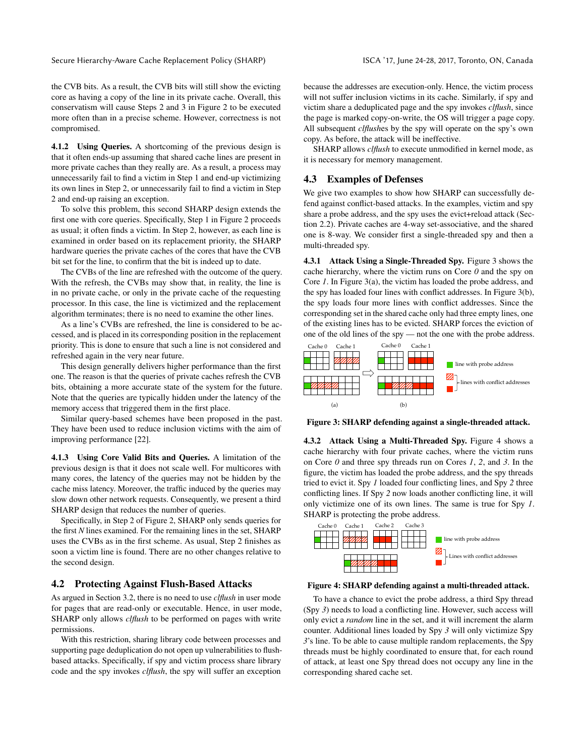the CVB bits. As a result, the CVB bits will still show the evicting core as having a copy of the line in its private cache. Overall, this conservatism will cause Steps 2 and 3 in Figure 2 to be executed more often than in a precise scheme. However, correctness is not compromised.

**4.1.2 Using Queries.** A shortcoming of the previous design is that it often ends-up assuming that shared cache lines are present in more private caches than they really are. As a result, a process may unnecessarily fail to find a victim in Step 1 and end-up victimizing its own lines in Step 2, or unnecessarily fail to find a victim in Step 2 and end-up raising an exception.

To solve this problem, this second SHARP design extends the first one with core queries. Specifically, Step 1 in Figure 2 proceeds as usual; it often finds a victim. In Step 2, however, as each line is examined in order based on its replacement priority, the SHARP hardware queries the private caches of the cores that have the CVB bit set for the line, to confirm that the bit is indeed up to date.

The CVBs of the line are refreshed with the outcome of the query. With the refresh, the CVBs may show that, in reality, the line is in no private cache, or only in the private cache of the requesting processor. In this case, the line is victimized and the replacement algorithm terminates; there is no need to examine the other lines.

As a line's CVBs are refreshed, the line is considered to be accessed, and is placed in its corresponding position in the replacement priority. This is done to ensure that such a line is not considered and refreshed again in the very near future.

This design generally delivers higher performance than the first one. The reason is that the queries of private caches refresh the CVB bits, obtaining a more accurate state of the system for the future. Note that the queries are typically hidden under the latency of the memory access that triggered them in the first place.

Similar query-based schemes have been proposed in the past. They have been used to reduce inclusion victims with the aim of improving performance [22].

**4.1.3 Using Core Valid Bits and Queries.** A limitation of the previous design is that it does not scale well. For multicores with many cores, the latency of the queries may not be hidden by the cache miss latency. Moreover, the traffic induced by the queries may slow down other network requests. Consequently, we present a third SHARP design that reduces the number of queries.

Specifically, in Step 2 of Figure 2, SHARP only sends queries for the first $N$ lines examined. For the remaining lines in the set, SHARP uses the CVBs as in the first scheme. As usual, Step 2 finishes as soon as a victim line is found. There are no other changes relative to the second design.

## 4.2 Protecting Against Flush-Based Attacks

As argued in Section 3.2, there is no need to use *clflush* in user mode for pages that are read-only or executable. Hence, in user mode, SHARP only allows *clflush* to be performed on pages with write permissions.

With this restriction, sharing library code between processes and supporting page deduplication do not open up vulnerabilities to flush-based attacks. Specifically, if spy and victim process share library code and the spy invokes *clflush*, the spy will suffer an exception because the addresses are execution-only. Hence, the victim process will not suffer inclusion victims in its cache. Similarly, if spy and victim share a deduplicated page and the spy invokes *clflush*, since the page is marked copy-on-write, the OS will trigger a page copy. All subsequent *clflush*es by the spy will operate on the spy's own copy. As before, the attack will be ineffective.

SHARP allows *clflush* to execute unmodified in kernel mode, as it is necessary for memory management.

## 4.3 Examples of Defenses

We give two examples to show how SHARP can successfully defend against conflict-based attacks. In the examples, victim and spy share a probe address, and the spy uses the evict+reload attack (Section 2.2). Private caches are 4-way set-associative, and the shared one is 8-way. We consider first a single-threaded spy and then a multi-threaded spy.

**4.3.1 Attack Using a Single-Threaded Spy.** Figure 3 shows the cache hierarchy, where the victim runs on Core *0* and the spy on Core *1*. In Figure 3(a), the victim has loaded the probe address, and the spy has loaded four lines with conflict addresses. In Figure 3(b), the spy loads four more lines with conflict addresses. Since the corresponding set in the shared cache only had three empty lines, one of the existing lines has to be evicted. SHARP forces the eviction of one of the old lines of the spy — not the one with the probe address.

Cache 0
Cache 1
Cache 0
Cache 1
line with probe address
lines with conflict addresses
(a)
(b)

**Figure 3: SHARP defending against a single-threaded attack.**

**4.3.2 Attack Using a Multi-Threaded Spy.** Figure 4 shows a cache hierarchy with four private caches, where the victim runs on Core *0* and three spy threads run on Cores *1*, *2*, and *3*. In the figure, the victim has loaded the probe address, and the spy threads tried to evict it. Spy *1* loaded four conflicting lines, and Spy *2* three conflicting lines. If Spy *2* now loads another conflicting line, it will only victimize one of its own lines. The same is true for Spy *1*. SHARP is protecting the probe address.

Cache 0
Cache 1
Cache 2
Cache 3
line with probe address
Lines with conflict addresses

**Figure 4: SHARP defending against a multi-threaded attack.**

To have a chance to evict the probe address, a third Spy thread (Spy *3*) needs to load a conflicting line. However, such access will only evict a *random* line in the set, and it will increment the alarm counter. Additional lines loaded by Spy *3* will only victimize Spy *3*'s line. To be able to cause multiple random replacements, the Spy threads must be highly coordinated to ensure that, for each round of attack, at least one Spy thread does not occupy any line in the corresponding shared cache set.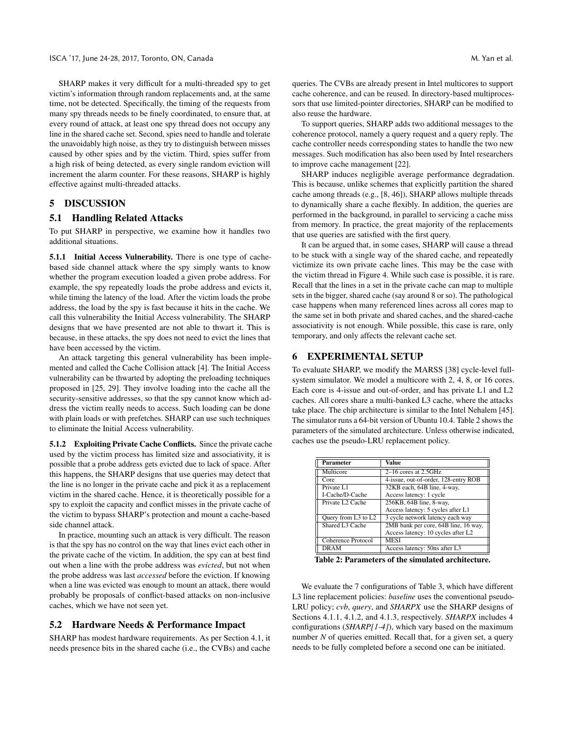SHARP makes it very difficult for a multi-threaded spy to get victim's information through random replacements and, at the same time, not be detected. Specifically, the timing of the requests from many spy threads needs to be finely coordinated, to ensure that, at every round of attack, at least one spy thread does not occupy any line in the shared cache set. Second, spies need to handle and tolerate the unavoidably high noise, as they try to distinguish between misses caused by other spies and by the victim. Third, spies suffer from a high risk of being detected, as every single random eviction will increment the alarm counter. For these reasons, SHARP is highly effective against multi-threaded attacks.

# 5 DISCUSSION

## 5.1 Handling Related Attacks

To put SHARP in perspective, we examine how it handles two additional situations.

**5.1.1 Initial Access Vulnerability.** There is one type of cache-based side channel attack where the spy simply wants to know whether the program execution loaded a given probe address. For example, the spy repeatedly loads the probe address and evicts it, while timing the latency of the load. After the victim loads the probe address, the load by the spy is fast because it hits in the cache. We call this vulnerability the Initial Access vulnerability. The SHARP designs that we have presented are not able to thwart it. This is because, in these attacks, the spy does not need to evict the lines that have been accessed by the victim.

An attack targeting this general vulnerability has been implemented and called the Cache Collision attack [4]. The Initial Access vulnerability can be thwarted by adopting the preloading techniques proposed in [25, 29]. They involve loading into the cache all the security-sensitive addresses, so that the spy cannot know which address the victim really needs to access. Such loading can be done with plain loads or with prefetches. SHARP can use such techniques to eliminate the Initial Access vulnerability.

**5.1.2 Exploiting Private Cache Conflicts.** Since the private cache used by the victim process has limited size and associativity, it is possible that a probe address gets evicted due to lack of space. After this happens, the SHARP designs that use queries may detect that the line is no longer in the private cache and pick it as a replacement victim in the shared cache. Hence, it is theoretically possible for a spy to exploit the capacity and conflict misses in the private cache of the victim to bypass SHARP's protection and mount a cache-based side channel attack.

In practice, mounting such an attack is very difficult. The reason is that the spy has no control on the way that lines evict each other in the private cache of the victim. In addition, the spy can at best find out when a line with the probe address was *evicted*, but not when the probe address was last *accessed* before the eviction. If knowing when a line was evicted was enough to mount an attack, there would probably be proposals of conflict-based attacks on non-inclusive caches, which we have not seen yet.

## 5.2 Hardware Needs & Performance Impact

SHARP has modest hardware requirements. As per Section 4.1, it needs presence bits in the shared cache (i.e., the CVBs) and cache queries. The CVBs are already present in Intel multicores to support cache coherence, and can be reused. In directory-based multiprocessors that use limited-pointer directories, SHARP can be modified to also reuse the hardware.

To support queries, SHARP adds two additional messages to the coherence protocol, namely a query request and a query reply. The cache controller needs corresponding states to handle the two new messages. Such modification has also been used by Intel researchers to improve cache management [22].

SHARP induces negligible average performance degradation. This is because, unlike schemes that explicitly partition the shared cache among threads (e.g., [8, 46]), SHARP allows multiple threads to dynamically share a cache flexibly. In addition, the queries are performed in the background, in parallel to servicing a cache miss from memory. In practice, the great majority of the replacements that use queries are satisfied with the first query.

It can be argued that, in some cases, SHARP will cause a thread to be stuck with a single way of the shared cache, and repeatedly victimize its own private cache lines. This may be the case with the victim thread in Figure 4. While such case is possible, it is rare. Recall that the lines in a set in the private cache can map to multiple sets in the bigger, shared cache (say around 8 or so). The pathological case happens when many referenced lines across all cores map to the same set in both private and shared caches, and the shared-cache associativity is not enough. While possible, this case is rare, only temporary, and only affects the relevant cache set.

# 6 EXPERIMENTAL SETUP

To evaluate SHARP, we modify the MARSS [38] cycle-level full-system simulator. We model a multicore with 2, 4, 8, or 16 cores. Each core is 4-issue and out-of-order, and has private L1 and L2 caches. All cores share a multi-banked L3 cache, where the attacks take place. The chip architecture is similar to the Intel Nehalem [45]. The simulator runs a 64-bit version of Ubuntu 10.4. Table 2 shows the parameters of the simulated architecture. Unless otherwise indicated, caches use the pseudo-LRU replacement policy.

| Parameter | Value |
|---|---|
| Multicore | 2–16 cores at 2.5GHz |
| Core | 4-issue, out-of-order, 128-entry ROB |
| Private L1 I-Cache/D-Cache | 32KB each, 64B line, 4-way, Access latency: 1 cycle |
| Private L2 Cache | 256KB, 64B line, 8-way, Access latency: 5 cycles after L1 |
| Query from L3 to L2 | 3 cycle network latency each way |
| Shared L3 Cache | 2MB bank per core, 64B line, 16 way, Access latency: 10 cycles after L2 |
| Coherence Protocol | MESI |
| DRAM | Access latency: 50ns after L3 |

**Table 2: Parameters of the simulated architecture.**

We evaluate the 7 configurations of Table 3, which have different L3 line replacement policies: *baseline* uses the conventional pseudo-LRU policy; *cvb*, *query*, and *SHARPX* use the SHARP designs of Sections 4.1.1, 4.1.2, and 4.1.3, respectively. *SHARPX* includes 4 configurations (*SHARP[1-4]*), which vary based on the maximum number $N$ of queries emitted. Recall that, for a given set, a query needs to be fully completed before a second one can be initiated.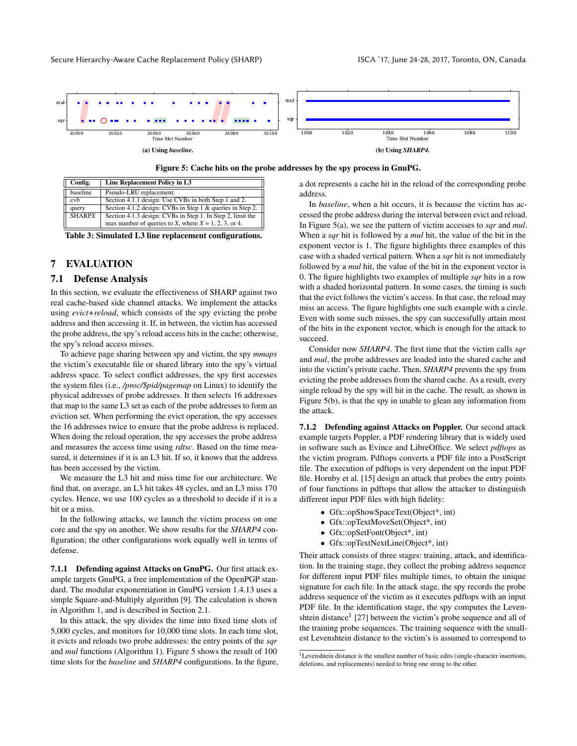(a) Using *baseline*.

(b) Using *SHARP4*.

**Figure 5: Cache hits on the probe addresses by the spy process in GnuPG.**

| Config. | Line Replacement Policy in L3 |
|---|---|
| baseline | Pseudo-LRU replacement. |
| cvb | Section 4.1.1 design: Use CVBs in both Step 1 and 2. |
| query | Section 4.1.2 design: CVBs in Step 1 & queries in Step 2. |
| SHARPX | Section 4.1.3 design: CVBs in Step 1. In Step 2, limit the max number of queries to X, where X = 1, 2, 3, or 4. |

**Table 3: Simulated L3 line replacement configurations.**

# 7 EVALUATION

## 7.1 Defense Analysis

In this section, we evaluate the effectiveness of SHARP against two real cache-based side channel attacks. We implement the attacks using *evict+reload*, which consists of the spy evicting the probe address and then accessing it. If, in between, the victim has accessed the probe address, the spy's reload access hits in the cache; otherwise, the spy's reload access misses.

To achieve page sharing between spy and victim, the spy *mmaps* the victim's executable file or shared library into the spy's virtual address space. To select conflict addresses, the spy first accesses the system files (i.e., */proc/$pid/pagemap* on Linux) to identify the physical addresses of probe addresses. It then selects 16 addresses that map to the same L3 set as each of the probe addresses to form an eviction set. When performing the evict operation, the spy accesses the 16 addresses twice to ensure that the probe address is replaced. When doing the reload operation, the spy accesses the probe address and measures the access time using *rdtsc*. Based on the time measured, it determines if it is an L3 hit. If so, it knows that the address has been accessed by the victim.

We measure the L3 hit and miss time for our architecture. We find that, on average, an L3 hit takes 48 cycles, and an L3 miss 170 cycles. Hence, we use 100 cycles as a threshold to decide if it is a hit or a miss.

In the following attacks, we launch the victim process on one core and the spy on another. We show results for the *SHARP4* configuration; the other configurations work equally well in terms of defense.

**7.1.1 Defending against Attacks on GnuPG.** Our first attack example targets GnuPG, a free implementation of the OpenPGP standard. The modular exponentiation in GnuPG version 1.4.13 uses a simple Square-and-Multiply algorithm [9]. The calculation is shown in Algorithm 1, and is described in Section 2.1.

In this attack, the spy divides the time into fixed time slots of 5,000 cycles, and monitors for 10,000 time slots. In each time slot, it evicts and reloads two probe addresses: the entry points of the *sqr* and *mul* functions (Algorithm 1). Figure 5 shows the result of 100 time slots for the *baseline* and *SHARP4* configurations. In the figure, a dot represents a cache hit in the reload of the corresponding probe address.

In *baseline*, when a hit occurs, it is because the victim has accessed the probe address during the interval between evict and reload. In Figure 5(a), we see the pattern of victim accesses to *sqr* and *mul*. When a *sqr* hit is followed by a *mul* hit, the value of the bit in the exponent vector is 1. The figure highlights three examples of this case with a shaded vertical pattern. When a *sqr* hit is not immediately followed by a *mul* hit, the value of the bit in the exponent vector is 0. The figure highlights two examples of multiple *sqr* hits in a row with a shaded horizontal pattern. In some cases, the timing is such that the evict follows the victim's access. In that case, the reload may miss an access. The figure highlights one such example with a circle. Even with some such misses, the spy can successfully attain most of the bits in the exponent vector, which is enough for the attack to succeed.

Consider now *SHARP4*. The first time that the victim calls *sqr* and *mul*, the probe addresses are loaded into the shared cache and into the victim's private cache. Then, *SHARP4* prevents the spy from evicting the probe addresses from the shared cache. As a result, every single reload by the spy will hit in the cache. The result, as shown in Figure 5(b), is that the spy in unable to glean any information from the attack.

**7.1.2 Defending against Attacks on Poppler.** Our second attack example targets Poppler, a PDF rendering library that is widely used in software such as Evince and LibreOffice. We select *pdftops* as the victim program. Pdftops converts a PDF file into a PostScript file. The execution of pdftops is very dependent on the input PDF file. Hornby et al. [15] design an attack that probes the entry points of four functions in pdftops that allow the attacker to distinguish different input PDF files with high fidelity:

- Gfx::opShowSpaceText(Object*, int)
- Gfx::opTextMoveSet(Object*, int)
- Gfx::opSetFont(Object*, int)
- Gfx::opTextNextLine(Object*, int)

Their attack consists of three stages: training, attack, and identification. In the training stage, they collect the probing address sequence for different input PDF files multiple times, to obtain the unique signature for each file. In the attack stage, the spy records the probe address sequence of the victim as it executes pdftops with an input PDF file. In the identification stage, the spy computes the Levenshtein distance[1] [27] between the victim's probe sequence and all of the training probe sequences. The training sequence with the smallest Levenshtein distance to the victim's is assumed to correspond to

[1] Levenshtein distance is the smallest number of basic edits (single-character insertions, deletions, and replacements) needed to bring one string to the other.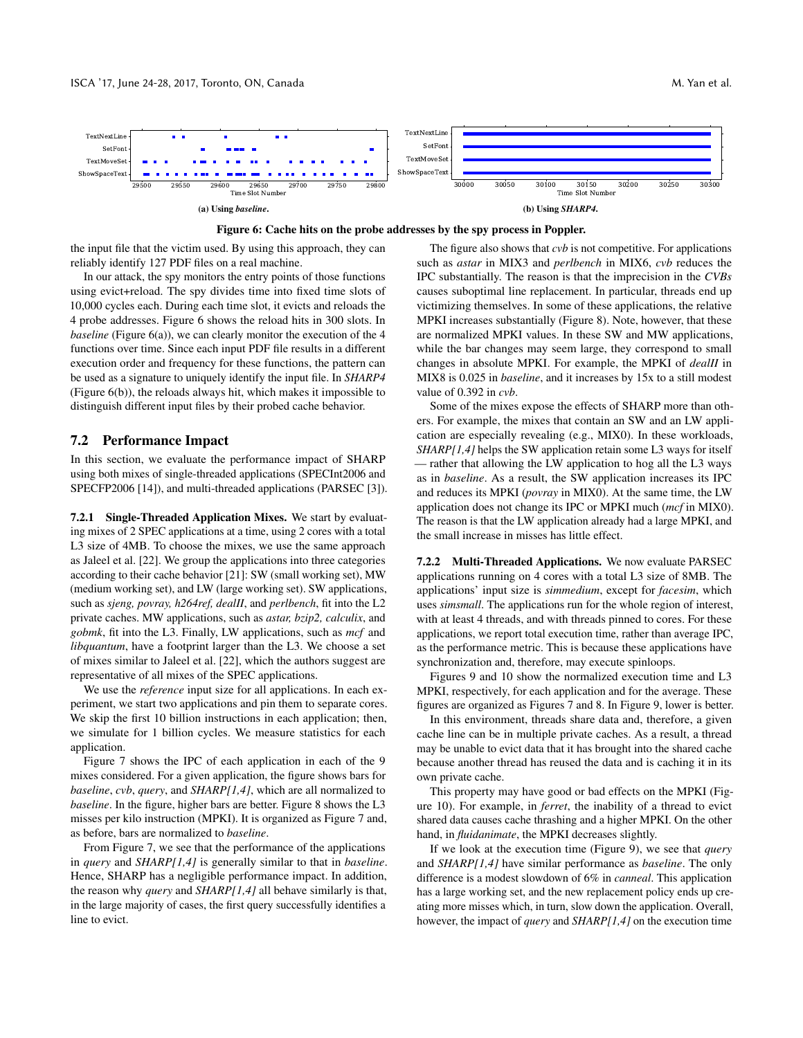Figure 6: Cache hits on the probe addresses by the spy process in Poppler.

(a) Using *baseline*.

(b) Using *SHARP4*.

the input file that the victim used. By using this approach, they can reliably identify 127 PDF files on a real machine.

In our attack, the spy monitors the entry points of those functions using evict+reload. The spy divides time into fixed time slots of 10,000 cycles each. During each time slot, it evicts and reloads the 4 probe addresses. Figure 6 shows the reload hits in 300 slots. In *baseline* (Figure 6(a)), we can clearly monitor the execution of the 4 functions over time. Since each input PDF file results in a different execution order and frequency for these functions, the pattern can be used as a signature to uniquely identify the input file. In *SHARP4* (Figure 6(b)), the reloads always hit, which makes it impossible to distinguish different input files by their probed cache behavior.

## 7.2 Performance Impact

In this section, we evaluate the performance impact of SHARP using both mixes of single-threaded applications (SPECInt2006 and SPECFP2006 [14]), and multi-threaded applications (PARSEC [3]).

**7.2.1 Single-Threaded Application Mixes.** We start by evaluating mixes of 2 SPEC applications at a time, using 2 cores with a total L3 size of 4MB. To choose the mixes, we use the same approach as Jaleel et al. [22]. We group the applications into three categories according to their cache behavior [21]: SW (small working set), MW (medium working set), and LW (large working set). SW applications, such as *sjeng, povray, h264ref, dealII*, and *perlbench*, fit into the L2 private caches. MW applications, such as *astar, bzip2, calculix*, and *gobmk*, fit into the L3. Finally, LW applications, such as *mcf* and *libquantum*, have a footprint larger than the L3. We choose a set of mixes similar to Jaleel et al. [22], which the authors suggest are representative of all mixes of the SPEC applications.

We use the *reference* input size for all applications. In each experiment, we start two applications and pin them to separate cores. We skip the first 10 billion instructions in each application; then, we simulate for 1 billion cycles. We measure statistics for each application.

Figure 7 shows the IPC of each application in each of the 9 mixes considered. For a given application, the figure shows bars for *baseline*, *cvb*, *query*, and *SHARP[1,4]*, which are all normalized to *baseline*. In the figure, higher bars are better. Figure 8 shows the L3 misses per kilo instruction (MPKI). It is organized as Figure 7 and, as before, bars are normalized to *baseline*.

From Figure 7, we see that the performance of the applications in *query* and *SHARP[1,4]* is generally similar to that in *baseline*. Hence, SHARP has a negligible performance impact. In addition, the reason why *query* and *SHARP[1,4]* all behave similarly is that, in the large majority of cases, the first query successfully identifies a line to evict.

The figure also shows that *cvb* is not competitive. For applications such as *astar* in MIX3 and *perlbench* in MIX6, *cvb* reduces the IPC substantially. The reason is that the imprecision in the *CVBs* causes suboptimal line replacement. In particular, threads end up victimizing themselves. In some of these applications, the relative MPKI increases substantially (Figure 8). Note, however, that these are normalized MPKI values. In these SW and MW applications, while the bar changes may seem large, they correspond to small changes in absolute MPKI. For example, the MPKI of *dealII* in MIX8 is 0.025 in *baseline*, and it increases by 15x to a still modest value of 0.392 in *cvb*.

Some of the mixes expose the effects of SHARP more than others. For example, the mixes that contain an SW and an LW application are especially revealing (e.g., MIX0). In these workloads, *SHARP[1,4]* helps the SW application retain some L3 ways for itself — rather that allowing the LW application to hog all the L3 ways as in *baseline*. As a result, the SW application increases its IPC and reduces its MPKI (*povray* in MIX0). At the same time, the LW application does not change its IPC or MPKI much (*mcf* in MIX0). The reason is that the LW application already had a large MPKI, and the small increase in misses has little effect.

**7.2.2 Multi-Threaded Applications.** We now evaluate PARSEC applications running on 4 cores with a total L3 size of 8MB. The applications' input size is *simmedium*, except for *facesim*, which uses *simsmall*. The applications run for the whole region of interest, with at least 4 threads, and with threads pinned to cores. For these applications, we report total execution time, rather than average IPC, as the performance metric. This is because these applications have synchronization and, therefore, may execute spinloops.

Figures 9 and 10 show the normalized execution time and L3 MPKI, respectively, for each application and for the average. These figures are organized as Figures 7 and 8. In Figure 9, lower is better.

In this environment, threads share data and, therefore, a given cache line can be in multiple private caches. As a result, a thread may be unable to evict data that it has brought into the shared cache because another thread has reused the data and is caching it in its own private cache.

This property may have good or bad effects on the MPKI (Figure 10). For example, in *ferret*, the inability of a thread to evict shared data causes cache thrashing and a higher MPKI. On the other hand, in *fluidanimate*, the MPKI decreases slightly.

If we look at the execution time (Figure 9), we see that *query* and *SHARP[1,4]* have similar performance as *baseline*. The only difference is a modest slowdown of 6% in *canneal*. This application has a large working set, and the new replacement policy ends up creating more misses which, in turn, slow down the application. Overall, however, the impact of *query* and *SHARP[1,4]* on the execution time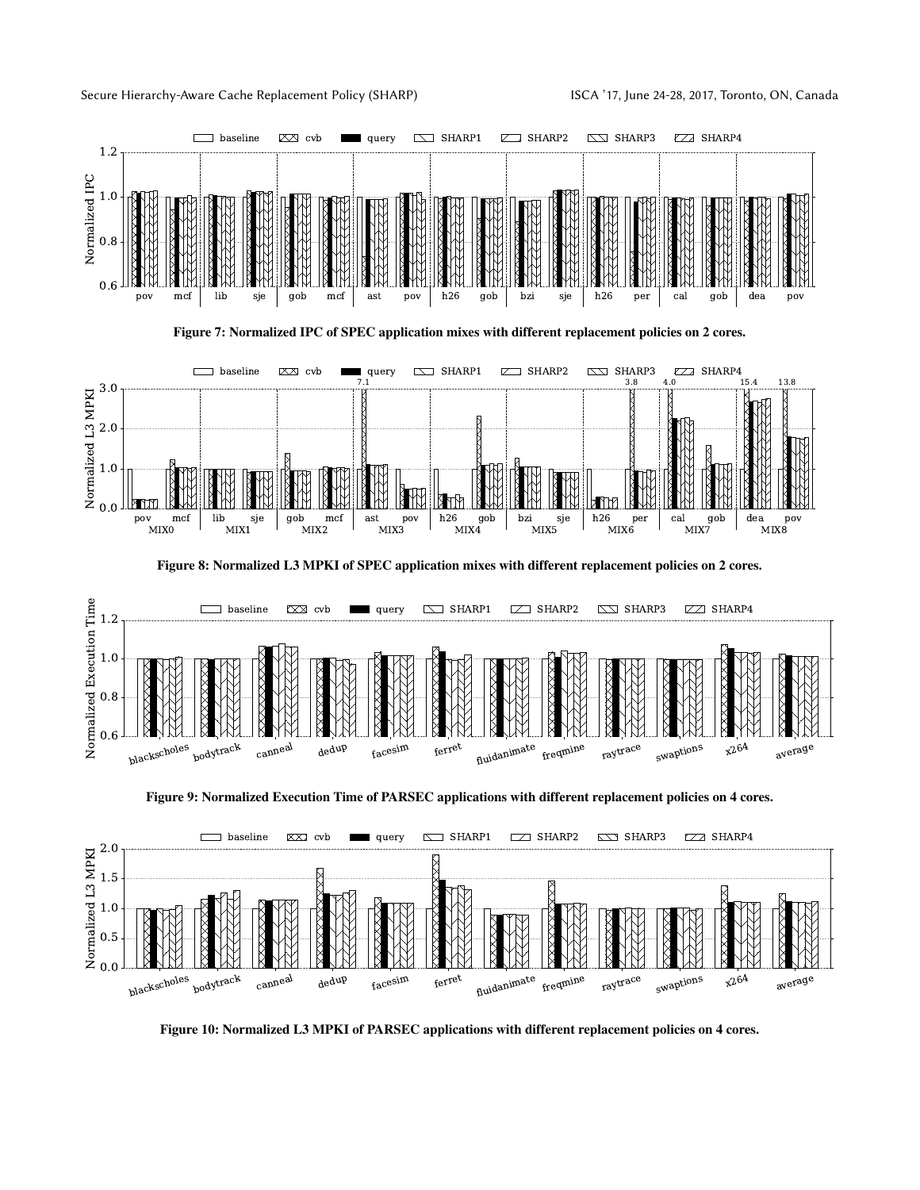Figure 7: Normalized IPC of SPEC application mixes with different replacement policies on 2 cores.

Figure 8: Normalized L3 MPKI of SPEC application mixes with different replacement policies on 2 cores.

Figure 9: Normalized Execution Time of PARSEC applications with different replacement policies on 4 cores.

Figure 10: Normalized L3 MPKI of PARSEC applications with different replacement policies on 4 cores.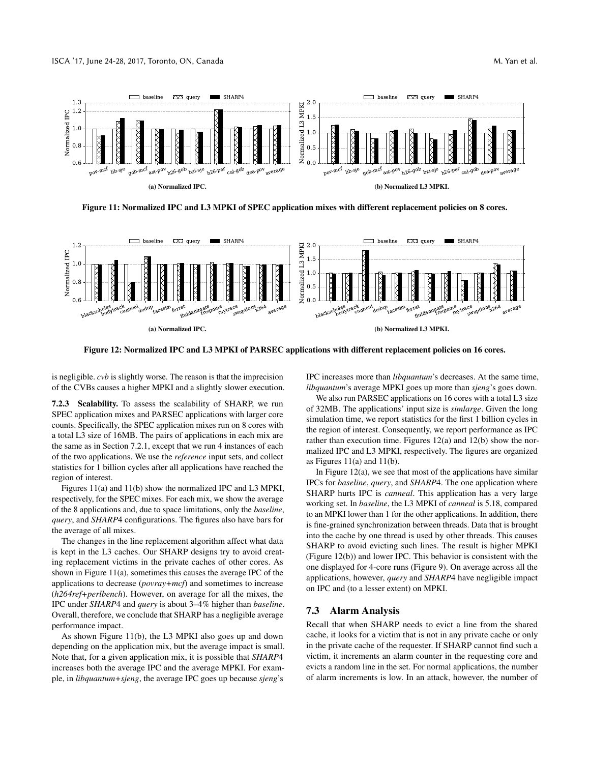(a) Normalized IPC.

(b) Normalized L3 MPKI.

**Figure 11: Normalized IPC and L3 MPKI of SPEC application mixes with different replacement policies on 8 cores.**

(a) Normalized IPC.

(b) Normalized L3 MPKI.

**Figure 12: Normalized IPC and L3 MPKI of PARSEC applications with different replacement policies on 16 cores.**

is negligible. *cvb* is slightly worse. The reason is that the imprecision of the CVBs causes a higher MPKI and a slightly slower execution.

**7.2.3 Scalability.** To assess the scalability of SHARP, we run SPEC application mixes and PARSEC applications with larger core counts. Specifically, the SPEC application mixes run on 8 cores with a total L3 size of 16MB. The pairs of applications in each mix are the same as in Section 7.2.1, except that we run 4 instances of each of the two applications. We use the *reference* input sets, and collect statistics for 1 billion cycles after all applications have reached the region of interest.

Figures 11(a) and 11(b) show the normalized IPC and L3 MPKI, respectively, for the SPEC mixes. For each mix, we show the average of the 8 applications and, due to space limitations, only the *baseline*, *query*, and *SHARP*4 configurations. The figures also have bars for the average of all mixes.

The changes in the line replacement algorithm affect what data is kept in the L3 caches. Our SHARP designs try to avoid creating replacement victims in the private caches of other cores. As shown in Figure 11(a), sometimes this causes the average IPC of the applications to decrease (*povray+mcf*) and sometimes to increase (*h264ref+perlbench*). However, on average for all the mixes, the IPC under *SHARP*4 and *query* is about 3–4% higher than *baseline*. Overall, therefore, we conclude that SHARP has a negligible average performance impact.

As shown Figure 11(b), the L3 MPKI also goes up and down depending on the application mix, but the average impact is small. Note that, for a given application mix, it is possible that *SHARP*4 increases both the average IPC and the average MPKI. For example, in *libquantum+sjeng*, the average IPC goes up because *sjeng*'s IPC increases more than *libquantum*'s decreases. At the same time, *libquantum*'s average MPKI goes up more than *sjeng*'s goes down.

We also run PARSEC applications on 16 cores with a total L3 size of 32MB. The applications' input size is *simlarge*. Given the long simulation time, we report statistics for the first 1 billion cycles in the region of interest. Consequently, we report performance as IPC rather than execution time. Figures 12(a) and 12(b) show the normalized IPC and L3 MPKI, respectively. The figures are organized as Figures 11(a) and 11(b).

In Figure 12(a), we see that most of the applications have similar IPCs for *baseline*, *query*, and *SHARP*4. The one application where SHARP hurts IPC is *canneal*. This application has a very large working set. In *baseline*, the L3 MPKI of *canneal* is 5.18, compared to an MPKI lower than 1 for the other applications. In addition, there is fine-grained synchronization between threads. Data that is brought into the cache by one thread is used by other threads. This causes SHARP to avoid evicting such lines. The result is higher MPKI (Figure 12(b)) and lower IPC. This behavior is consistent with the one displayed for 4-core runs (Figure 9). On average across all the applications, however, *query* and *SHARP*4 have negligible impact on IPC and (to a lesser extent) on MPKI.

## 7.3 Alarm Analysis

Recall that when SHARP needs to evict a line from the shared cache, it looks for a victim that is not in any private cache or only in the private cache of the requester. If SHARP cannot find such a victim, it increments an alarm counter in the requesting core and evicts a random line in the set. For normal applications, the number of alarm increments is low. In an attack, however, the number of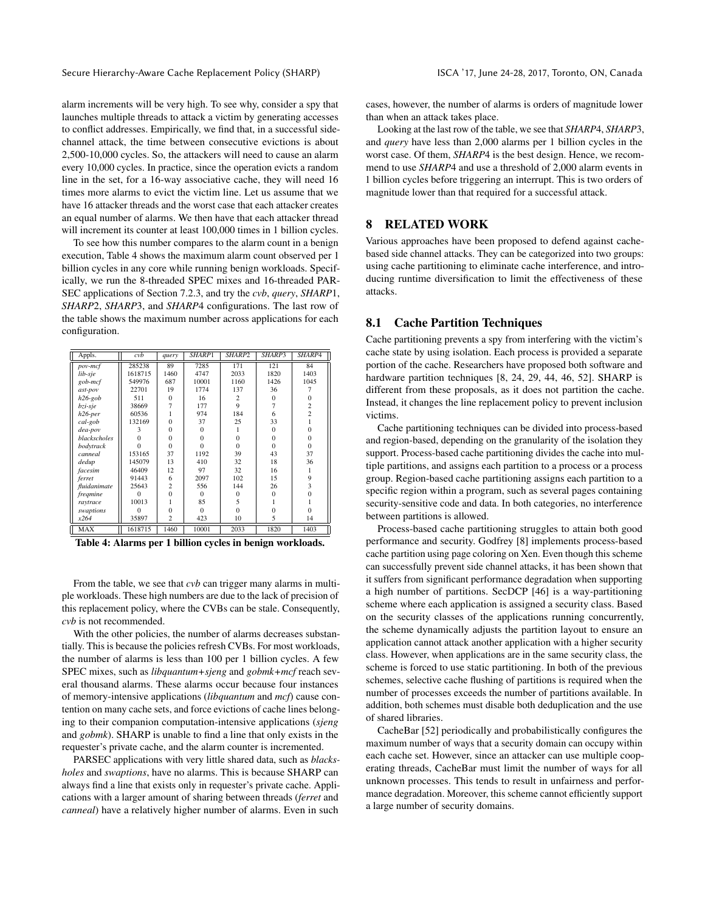alarm increments will be very high. To see why, consider a spy that launches multiple threads to attack a victim by generating accesses to conflict addresses. Empirically, we find that, in a successful side-channel attack, the time between consecutive evictions is about 2,500-10,000 cycles. So, the attackers will need to cause an alarm every 10,000 cycles. In practice, since the operation evicts a random line in the set, for a 16-way associative cache, they will need 16 times more alarms to evict the victim line. Let us assume that we have 16 attacker threads and the worst case that each attacker creates an equal number of alarms. We then have that each attacker thread will increment its counter at least 100,000 times in 1 billion cycles.

To see how this number compares to the alarm count in a benign execution, Table 4 shows the maximum alarm count observed per 1 billion cycles in any core while running benign workloads. Specifically, we run the 8-threaded SPEC mixes and 16-threaded PARSEC applications of Section 7.2.3, and try the *cvb*, *query*, *SHARP*1, *SHARP*2, *SHARP*3, and *SHARP*4 configurations. The last row of the table shows the maximum number across applications for each configuration.

| Appls. | *cvb* | *query* | *SHARP*1 | *SHARP*2 | *SHARP*3 | *SHARP*4 |
|---|---|---|---|---|---|---|
| *pov-mcf* | 285238 | 89 | 7285 | 171 | 121 | 84 |
| *lib-sje* | 1618715 | 1460 | 4747 | 2033 | 1820 | 1403 |
| *gob-mcf* | 549976 | 687 | 10001 | 1160 | 1426 | 1045 |
| *ast-pov* | 22701 | 19 | 1774 | 137 | 36 | 7 |
| *h26-gob* | 511 | 0 | 16 | 2 | 0 | 0 |
| *bzi-sje* | 38669 | 7 | 177 | 9 | 7 | 2 |
| *h26-per* | 60536 | 1 | 974 | 184 | 6 | 2 |
| *cal-gob* | 132169 | 0 | 37 | 25 | 33 | 1 |
| *dea-pov* | 3 | 0 | 0 | 1 | 0 | 0 |
| *blackscholes* | 0 | 0 | 0 | 0 | 0 | 0 |
| *bodytrack* | 0 | 0 | 0 | 0 | 0 | 0 |
| *canneal* | 153165 | 37 | 1192 | 39 | 43 | 37 |
| *dedup* | 145079 | 13 | 410 | 32 | 18 | 36 |
| *facesim* | 46409 | 12 | 97 | 32 | 16 | 1 |
| *ferret* | 91443 | 6 | 2097 | 102 | 15 | 9 |
| *fluidanimate* | 25643 | 2 | 556 | 144 | 26 | 3 |
| *freqmine* | 0 | 0 | 0 | 0 | 0 | 0 |
| *raytrace* | 10013 | 1 | 85 | 5 | 1 | 1 |
| *swaptions* | 0 | 0 | 0 | 0 | 0 | 0 |
| *x264* | 35897 | 2 | 423 | 10 | 5 | 14 |
| MAX | 1618715 | 1460 | 10001 | 2033 | 1820 | 1403 |

**Table 4: Alarms per 1 billion cycles in benign workloads.**

From the table, we see that *cvb* can trigger many alarms in multiple workloads. These high numbers are due to the lack of precision of this replacement policy, where the CVBs can be stale. Consequently, *cvb* is not recommended.

With the other policies, the number of alarms decreases substantially. This is because the policies refresh CVBs. For most workloads, the number of alarms is less than 100 per 1 billion cycles. A few SPEC mixes, such as *libquantum+sjeng* and *gobmk+mcf* reach several thousand alarms. These alarms occur because four instances of memory-intensive applications (*libquantum* and *mcf*) cause contention on many cache sets, and force evictions of cache lines belonging to their companion computation-intensive applications (*sjeng* and *gobmk*). SHARP is unable to find a line that only exists in the requester's private cache, and the alarm counter is incremented.

PARSEC applications with very little shared data, such as *blacksholes* and *swaptions*, have no alarms. This is because SHARP can always find a line that exists only in requester's private cache. Applications with a larger amount of sharing between threads (*ferret* and *canneal*) have a relatively higher number of alarms. Even in such cases, however, the number of alarms is orders of magnitude lower than when an attack takes place.

Looking at the last row of the table, we see that *SHARP*4, *SHARP*3, and *query* have less than 2,000 alarms per 1 billion cycles in the worst case. Of them, *SHARP*4 is the best design. Hence, we recommend to use *SHARP*4 and use a threshold of 2,000 alarm events in 1 billion cycles before triggering an interrupt. This is two orders of magnitude lower than that required for a successful attack.

# 8 RELATED WORK

Various approaches have been proposed to defend against cache-based side channel attacks. They can be categorized into two groups: using cache partitioning to eliminate cache interference, and introducing runtime diversification to limit the effectiveness of these attacks.

## 8.1 Cache Partition Techniques

Cache partitioning prevents a spy from interfering with the victim's cache state by using isolation. Each process is provided a separate portion of the cache. Researchers have proposed both software and hardware partition techniques [8, 24, 29, 44, 46, 52]. SHARP is different from these proposals, as it does not partition the cache. Instead, it changes the line replacement policy to prevent inclusion victims.

Cache partitioning techniques can be divided into process-based and region-based, depending on the granularity of the isolation they support. Process-based cache partitioning divides the cache into multiple partitions, and assigns each partition to a process or a process group. Region-based cache partitioning assigns each partition to a specific region within a program, such as several pages containing security-sensitive code and data. In both categories, no interference between partitions is allowed.

Process-based cache partitioning struggles to attain both good performance and security. Godfrey [8] implements process-based cache partition using page coloring on Xen. Even though this scheme can successfully prevent side channel attacks, it has been shown that it suffers from significant performance degradation when supporting a high number of partitions. SecDCP [46] is a way-partitioning scheme where each application is assigned a security class. Based on the security classes of the applications running concurrently, the scheme dynamically adjusts the partition layout to ensure an application cannot attack another application with a higher security class. However, when applications are in the same security class, the scheme is forced to use static partitioning. In both of the previous schemes, selective cache flushing of partitions is required when the number of processes exceeds the number of partitions available. In addition, both schemes must disable both deduplication and the use of shared libraries.

CacheBar [52] periodically and probabilistically configures the maximum number of ways that a security domain can occupy within each cache set. However, since an attacker can use multiple cooperating threads, CacheBar must limit the number of ways for all unknown processes. This tends to result in unfairness and performance degradation. Moreover, this scheme cannot efficiently support a large number of security domains.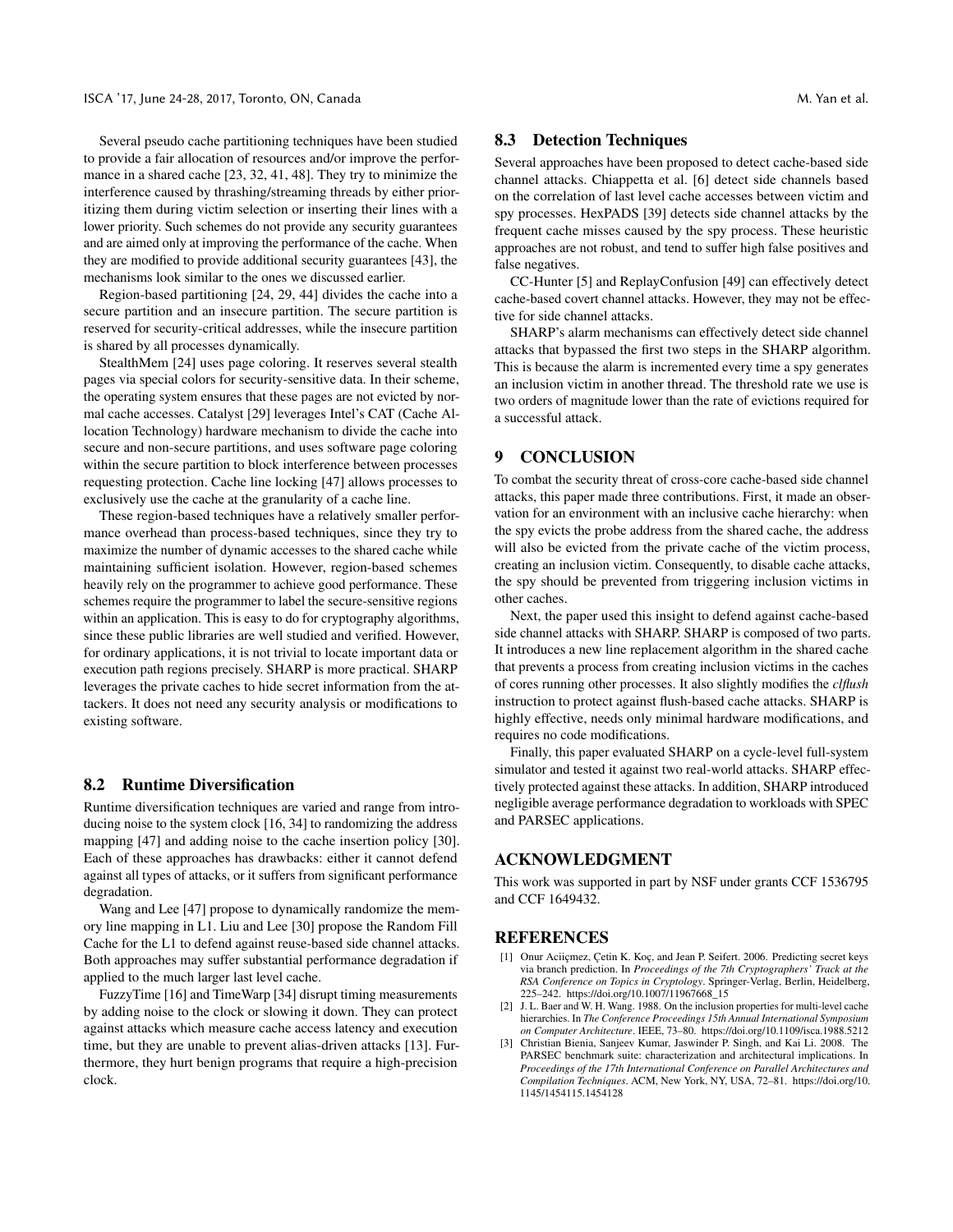Several pseudo cache partitioning techniques have been studied to provide a fair allocation of resources and/or improve the performance in a shared cache [23, 32, 41, 48]. They try to minimize the interference caused by thrashing/streaming threads by either prioritizing them during victim selection or inserting their lines with a lower priority. Such schemes do not provide any security guarantees and are aimed only at improving the performance of the cache. When they are modified to provide additional security guarantees [43], the mechanisms look similar to the ones we discussed earlier.

Region-based partitioning [24, 29, 44] divides the cache into a secure partition and an insecure partition. The secure partition is reserved for security-critical addresses, while the insecure partition is shared by all processes dynamically.

StealthMem [24] uses page coloring. It reserves several stealth pages via special colors for security-sensitive data. In their scheme, the operating system ensures that these pages are not evicted by normal cache accesses. Catalyst [29] leverages Intel's CAT (Cache Allocation Technology) hardware mechanism to divide the cache into secure and non-secure partitions, and uses software page coloring within the secure partition to block interference between processes requesting protection. Cache line locking [47] allows processes to exclusively use the cache at the granularity of a cache line.

These region-based techniques have a relatively smaller performance overhead than process-based techniques, since they try to maximize the number of dynamic accesses to the shared cache while maintaining sufficient isolation. However, region-based schemes heavily rely on the programmer to achieve good performance. These schemes require the programmer to label the secure-sensitive regions within an application. This is easy to do for cryptography algorithms, since these public libraries are well studied and verified. However, for ordinary applications, it is not trivial to locate important data or execution path regions precisely. SHARP is more practical. SHARP leverages the private caches to hide secret information from the attackers. It does not need any security analysis or modifications to existing software.

## 8.2 Runtime Diversification

Runtime diversification techniques are varied and range from introducing noise to the system clock [16, 34] to randomizing the address mapping [47] and adding noise to the cache insertion policy [30]. Each of these approaches has drawbacks: either it cannot defend against all types of attacks, or it suffers from significant performance degradation.

Wang and Lee [47] propose to dynamically randomize the memory line mapping in L1. Liu and Lee [30] propose the Random Fill Cache for the L1 to defend against reuse-based side channel attacks. Both approaches may suffer substantial performance degradation if applied to the much larger last level cache.

FuzzyTime [16] and TimeWarp [34] disrupt timing measurements by adding noise to the clock or slowing it down. They can protect against attacks which measure cache access latency and execution time, but they are unable to prevent alias-driven attacks [13]. Furthermore, they hurt benign programs that require a high-precision clock.

## 8.3 Detection Techniques

Several approaches have been proposed to detect cache-based side channel attacks. Chiappetta et al. [6] detect side channels based on the correlation of last level cache accesses between victim and spy processes. HexPADS [39] detects side channel attacks by the frequent cache misses caused by the spy process. These heuristic approaches are not robust, and tend to suffer high false positives and false negatives.

CC-Hunter [5] and ReplayConfusion [49] can effectively detect cache-based covert channel attacks. However, they may not be effective for side channel attacks.

SHARP's alarm mechanisms can effectively detect side channel attacks that bypassed the first two steps in the SHARP algorithm. This is because the alarm is incremented every time a spy generates an inclusion victim in another thread. The threshold rate we use is two orders of magnitude lower than the rate of evictions required for a successful attack.

# 9 CONCLUSION

To combat the security threat of cross-core cache-based side channel attacks, this paper made three contributions. First, it made an observation for an environment with an inclusive cache hierarchy: when the spy evicts the probe address from the shared cache, the address will also be evicted from the private cache of the victim process, creating an inclusion victim. Consequently, to disable cache attacks, the spy should be prevented from triggering inclusion victims in other caches.

Next, the paper used this insight to defend against cache-based side channel attacks with SHARP. SHARP is composed of two parts. It introduces a new line replacement algorithm in the shared cache that prevents a process from creating inclusion victims in the caches of cores running other processes. It also slightly modifies the *clflush* instruction to protect against flush-based cache attacks. SHARP is highly effective, needs only minimal hardware modifications, and requires no code modifications.

Finally, this paper evaluated SHARP on a cycle-level full-system simulator and tested it against two real-world attacks. SHARP effectively protected against these attacks. In addition, SHARP introduced negligible average performance degradation to workloads with SPEC and PARSEC applications.

# ACKNOWLEDGMENT

This work was supported in part by NSF under grants CCF 1536795 and CCF 1649432.

# REFERENCES

[1] Onur Aciiçmez, Çetin K. Koç, and Jean P. Seifert. 2006. Predicting secret keys via branch prediction. In *Proceedings of the 7th Cryptographers' Track at the RSA Conference on Topics in Cryptology*. Springer-Verlag, Berlin, Heidelberg, 225–242. https://doi.org/10.1007/11967668_15

[2] J. L. Baer and W. H. Wang. 1988. On the inclusion properties for multi-level cache hierarchies. In *The Conference Proceedings 15th Annual International Symposium on Computer Architecture*. IEEE, 73–80. https://doi.org/10.1109/isca.1988.5212

[3] Christian Bienia, Sanjeev Kumar, Jaswinder P. Singh, and Kai Li. 2008. The PARSEC benchmark suite: characterization and architectural implications. In *Proceedings of the 17th International Conference on Parallel Architectures and Compilation Techniques*. ACM, New York, NY, USA, 72–81. https://doi.org/10.1145/1454115.1454128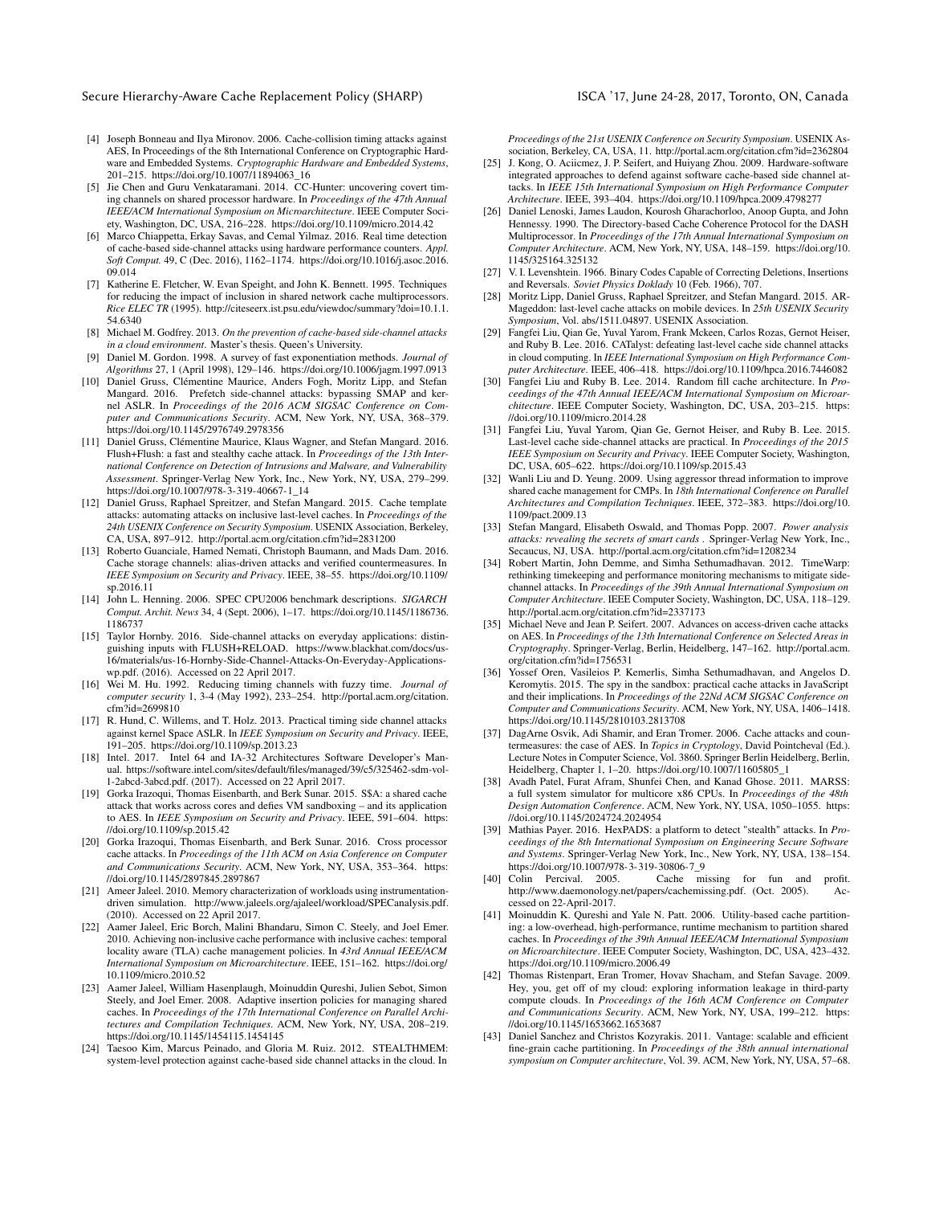[4] Joseph Bonneau and Ilya Mironov. 2006. Cache-collision timing attacks against AES, In Proceedings of the 8th International Conference on Cryptographic Hardware and Embedded Systems. *Cryptographic Hardware and Embedded Systems*, 201–215. https://doi.org/10.1007/11894063_16

[5] Jie Chen and Guru Venkataramani. 2014. CC-Hunter: uncovering covert timing channels on shared processor hardware. In *Proceedings of the 47th Annual IEEE/ACM International Symposium on Microarchitecture*. IEEE Computer Society, Washington, DC, USA, 216–228. https://doi.org/10.1109/micro.2014.42

[6] Marco Chiappetta, Erkay Savas, and Cemal Yilmaz. 2016. Real time detection of cache-based side-channel attacks using hardware performance counters. *Appl. Soft Comput.* 49, C (Dec. 2016), 1162–1174. https://doi.org/10.1016/j.asoc.2016.09.014

[7] Katherine E. Fletcher, W. Evan Speight, and John K. Bennett. 1995. Techniques for reducing the impact of inclusion in shared network cache multiprocessors. *Rice ELEC TR* (1995). http://citeseerx.ist.psu.edu/viewdoc/summary?doi=10.1.1.54.6340

[8] Michael M. Godfrey. 2013. *On the prevention of cache-based side-channel attacks in a cloud environment*. Master's thesis. Queen's University.

[9] Daniel M. Gordon. 1998. A survey of fast exponentiation methods. *Journal of Algorithms* 27, 1 (April 1998), 129–146. https://doi.org/10.1006/jagm.1997.0913

[10] Daniel Gruss, Clémentine Maurice, Anders Fogh, Moritz Lipp, and Stefan Mangard. 2016. Prefetch side-channel attacks: bypassing SMAP and kernel ASLR. In *Proceedings of the 2016 ACM SIGSAC Conference on Computer and Communications Security*. ACM, New York, NY, USA, 368–379. https://doi.org/10.1145/2976749.2978356

[11] Daniel Gruss, Clémentine Maurice, Klaus Wagner, and Stefan Mangard. 2016. Flush+Flush: a fast and stealthy cache attack. In *Proceedings of the 13th International Conference on Detection of Intrusions and Malware, and Vulnerability Assessment*. Springer-Verlag New York, Inc., New York, NY, USA, 279–299. https://doi.org/10.1007/978-3-319-40667-1_14

[12] Daniel Gruss, Raphael Spreitzer, and Stefan Mangard. 2015. Cache template attacks: automating attacks on inclusive last-level caches. In *Proceedings of the 24th USENIX Conference on Security Symposium*. USENIX Association, Berkeley, CA, USA, 897–912. http://portal.acm.org/citation.cfm?id=2831200

[13] Roberto Guanciale, Hamed Nemati, Christoph Baumann, and Mads Dam. 2016. Cache storage channels: alias-driven attacks and verified countermeasures. In *IEEE Symposium on Security and Privacy*. IEEE, 38–55. https://doi.org/10.1109/sp.2016.11

[14] John L. Henning. 2006. SPEC CPU2006 benchmark descriptions. *SIGARCH Comput. Archit. News* 34, 4 (Sept. 2006), 1–17. https://doi.org/10.1145/1186736.1186737

[15] Taylor Hornby. 2016. Side-channel attacks on everyday applications: distinguishing inputs with FLUSH+RELOAD. https://www.blackhat.com/docs/us-16/materials/us-16-Hornby-Side-Channel-Attacks-On-Everyday-Applications-wp.pdf. (2016). Accessed on 22 April 2017.

[16] Wei M. Hu. 1992. Reducing timing channels with fuzzy time. *Journal of computer security* 1, 3-4 (May 1992), 233–254. http://portal.acm.org/citation.cfm?id=2699810

[17] R. Hund, C. Willems, and T. Holz. 2013. Practical timing side channel attacks against kernel Space ASLR. In *IEEE Symposium on Security and Privacy*. IEEE, 191–205. https://doi.org/10.1109/sp.2013.23

[18] Intel. 2017. Intel 64 and IA-32 Architectures Software Developer's Manual. https://software.intel.com/sites/default/files/managed/39/c5/325462-sdm-vol-1-2abcd-3abcd.pdf. (2017). Accessed on 22 April 2017.

[19] Gorka Irazoqui, Thomas Eisenbarth, and Berk Sunar. 2015. S$A: a shared cache attack that works across cores and defies VM sandboxing – and its application to AES. In *IEEE Symposium on Security and Privacy*. IEEE, 591–604. https://doi.org/10.1109/sp.2015.42

[20] Gorka Irazoqui, Thomas Eisenbarth, and Berk Sunar. 2016. Cross processor cache attacks. In *Proceedings of the 11th ACM on Asia Conference on Computer and Communications Security*. ACM, New York, NY, USA, 353–364. https://doi.org/10.1145/2897845.2897867

[21] Ameer Jaleel. 2010. Memory characterization of workloads using instrumentation-driven simulation. http://www.jaleels.org/ajaleel/workload/SPECanalysis.pdf. (2010). Accessed on 22 April 2017.

[22] Aamer Jaleel, Eric Borch, Malini Bhandaru, Simon C. Steely, and Joel Emer. 2010. Achieving non-inclusive cache performance with inclusive caches: temporal locality aware (TLA) cache management policies. In *43rd Annual IEEE/ACM International Symposium on Microarchitecture*. IEEE, 151–162. https://doi.org/10.1109/micro.2010.52

[23] Aamer Jaleel, William Hasenplaugh, Moinuddin Qureshi, Julien Sebot, Simon Steely, and Joel Emer. 2008. Adaptive insertion policies for managing shared caches. In *Proceedings of the 17th International Conference on Parallel Architectures and Compilation Techniques*. ACM, New York, NY, USA, 208–219. https://doi.org/10.1145/1454115.1454145

[24] Taesoo Kim, Marcus Peinado, and Gloria M. Ruiz. 2012. STEALTHMEM: system-level protection against cache-based side channel attacks in the cloud. In *Proceedings of the 21st USENIX Conference on Security Symposium*. USENIX Association, Berkeley, CA, USA, 11. http://portal.acm.org/citation.cfm?id=2362804

[25] J. Kong, O. Aciicmez, J. P. Seifert, and Huiyang Zhou. 2009. Hardware-software integrated approaches to defend against software cache-based side channel attacks. In *IEEE 15th International Symposium on High Performance Computer Architecture*. IEEE, 393–404. https://doi.org/10.1109/hpca.2009.4798277

[26] Daniel Lenoski, James Laudon, Kourosh Gharachorloo, Anoop Gupta, and John Hennessy. 1990. The Directory-based Cache Coherence Protocol for the DASH Multiprocessor. In *Proceedings of the 17th Annual International Symposium on Computer Architecture*. ACM, New York, NY, USA, 148–159. https://doi.org/10.1145/325164.325132

[27] V. I. Levenshtein. 1966. Binary Codes Capable of Correcting Deletions, Insertions and Reversals. *Soviet Physics Doklady* 10 (Feb. 1966), 707.

[28] Moritz Lipp, Daniel Gruss, Raphael Spreitzer, and Stefan Mangard. 2015. ARMageddon: last-level cache attacks on mobile devices. In *25th USENIX Security Symposium*, Vol. abs/1511.04897. USENIX Association.

[29] Fangfei Liu, Qian Ge, Yuval Yarom, Frank Mckeen, Carlos Rozas, Gernot Heiser, and Ruby B. Lee. 2016. CATalyst: defeating last-level cache side channel attacks in cloud computing. In *IEEE International Symposium on High Performance Computer Architecture*. IEEE, 406–418. https://doi.org/10.1109/hpca.2016.7446082

[30] Fangfei Liu and Ruby B. Lee. 2014. Random fill cache architecture. In *Proceedings of the 47th Annual IEEE/ACM International Symposium on Microarchitecture*. IEEE Computer Society, Washington, DC, USA, 203–215. https://doi.org/10.1109/micro.2014.28

[31] Fangfei Liu, Yuval Yarom, Qian Ge, Gernot Heiser, and Ruby B. Lee. 2015. Last-level cache side-channel attacks are practical. In *Proceedings of the 2015 IEEE Symposium on Security and Privacy*. IEEE Computer Society, Washington, DC, USA, 605–622. https://doi.org/10.1109/sp.2015.43

[32] Wanli Liu and D. Yeung. 2009. Using aggressor thread information to improve shared cache management for CMPs. In *18th International Conference on Parallel Architectures and Compilation Techniques*. IEEE, 372–383. https://doi.org/10.1109/pact.2009.13

[33] Stefan Mangard, Elisabeth Oswald, and Thomas Popp. 2007. *Power analysis attacks: revealing the secrets of smart cards* . Springer-Verlag New York, Inc., Secaucus, NJ, USA. http://portal.acm.org/citation.cfm?id=1208234

[34] Robert Martin, John Demme, and Simha Sethumadhavan. 2012. TimeWarp: rethinking timekeeping and performance monitoring mechanisms to mitigate side-channel attacks. In *Proceedings of the 39th Annual International Symposium on Computer Architecture*. IEEE Computer Society, Washington, DC, USA, 118–129. http://portal.acm.org/citation.cfm?id=2337173

[35] Michael Neve and Jean P. Seifert. 2007. Advances on access-driven cache attacks on AES. In *Proceedings of the 13th International Conference on Selected Areas in Cryptography*. Springer-Verlag, Berlin, Heidelberg, 147–162. http://portal.acm.org/citation.cfm?id=1756531

[36] Yossef Oren, Vasileios P. Kemerlis, Simha Sethumadhavan, and Angelos D. Keromytis. 2015. The spy in the sandbox: practical cache attacks in JavaScript and their implications. In *Proceedings of the 22Nd ACM SIGSAC Conference on Computer and Communications Security*. ACM, New York, NY, USA, 1406–1418. https://doi.org/10.1145/2810103.2813708

[37] DagArne Osvik, Adi Shamir, and Eran Tromer. 2006. Cache attacks and countermeasures: the case of AES. In *Topics in Cryptology*, David Pointcheval (Ed.). Lecture Notes in Computer Science, Vol. 3860. Springer Berlin Heidelberg, Berlin, Heidelberg, Chapter 1, 1–20. https://doi.org/10.1007/11605805_1

[38] Avadh Patel, Furat Afram, Shunfei Chen, and Kanad Ghose. 2011. MARSS: a full system simulator for multicore x86 CPUs. In *Proceedings of the 48th Design Automation Conference*. ACM, New York, NY, USA, 1050–1055. https://doi.org/10.1145/2024724.2024954

[39] Mathias Payer. 2016. HexPADS: a platform to detect "stealth" attacks. In *Proceedings of the 8th International Symposium on Engineering Secure Software and Systems*. Springer-Verlag New York, Inc., New York, NY, USA, 138–154. https://doi.org/10.1007/978-3-319-30806-7_9

[40] Colin Percival. 2005. Cache missing for fun and profit. http://www.daemonology.net/papers/cachemissing.pdf. (Oct. 2005). Accessed on 22-April-2017.

[41] Moinuddin K. Qureshi and Yale N. Patt. 2006. Utility-based cache partitioning: a low-overhead, high-performance, runtime mechanism to partition shared caches. In *Proceedings of the 39th Annual IEEE/ACM International Symposium on Microarchitecture*. IEEE Computer Society, Washington, DC, USA, 423–432. https://doi.org/10.1109/micro.2006.49

[42] Thomas Ristenpart, Eran Tromer, Hovav Shacham, and Stefan Savage. 2009. Hey, you, get off of my cloud: exploring information leakage in third-party compute clouds. In *Proceedings of the 16th ACM Conference on Computer and Communications Security*. ACM, New York, NY, USA, 199–212. https://doi.org/10.1145/1653662.1653687

[43] Daniel Sanchez and Christos Kozyrakis. 2011. Vantage: scalable and efficient fine-grain cache partitioning. In *Proceedings of the 38th annual international symposium on Computer architecture*, Vol. 39. ACM, New York, NY, USA, 57–68.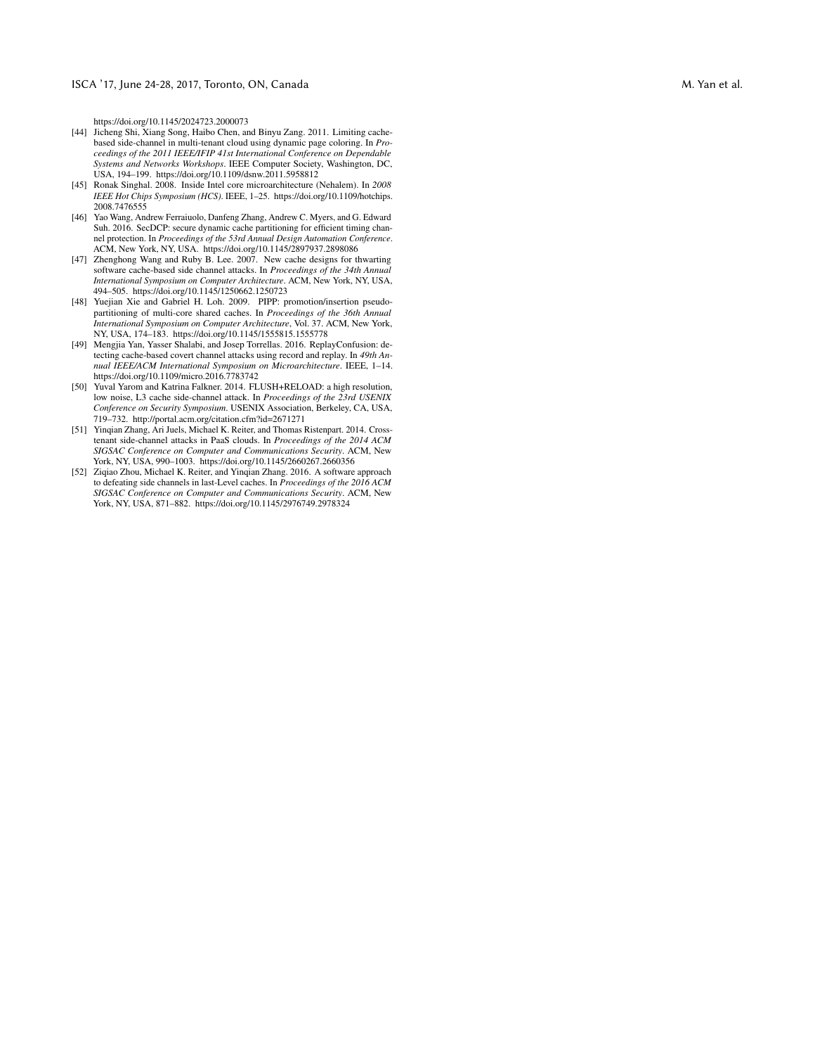https://doi.org/10.1145/2024723.2000073

[44] Jicheng Shi, Xiang Song, Haibo Chen, and Binyu Zang. 2011. Limiting cache-based side-channel in multi-tenant cloud using dynamic page coloring. In *Proceedings of the 2011 IEEE/IFIP 41st International Conference on Dependable Systems and Networks Workshops*. IEEE Computer Society, Washington, DC, USA, 194–199. https://doi.org/10.1109/dsnw.2011.5958812

[45] Ronak Singhal. 2008. Inside Intel core microarchitecture (Nehalem). In *2008 IEEE Hot Chips Symposium (HCS)*. IEEE, 1–25. https://doi.org/10.1109/hotchips.2008.7476555

[46] Yao Wang, Andrew Ferraiuolo, Danfeng Zhang, Andrew C. Myers, and G. Edward Suh. 2016. SecDCP: secure dynamic cache partitioning for efficient timing channel protection. In *Proceedings of the 53rd Annual Design Automation Conference*. ACM, New York, NY, USA. https://doi.org/10.1145/2897937.2898086

[47] Zhenghong Wang and Ruby B. Lee. 2007. New cache designs for thwarting software cache-based side channel attacks. In *Proceedings of the 34th Annual International Symposium on Computer Architecture*. ACM, New York, NY, USA, 494–505. https://doi.org/10.1145/1250662.1250723

[48] Yuejian Xie and Gabriel H. Loh. 2009. PIPP: promotion/insertion pseudo-partitioning of multi-core shared caches. In *Proceedings of the 36th Annual International Symposium on Computer Architecture*, Vol. 37. ACM, New York, NY, USA, 174–183. https://doi.org/10.1145/1555815.1555778

[49] Mengjia Yan, Yasser Shalabi, and Josep Torrellas. 2016. ReplayConfusion: detecting cache-based covert channel attacks using record and replay. In *49th Annual IEEE/ACM International Symposium on Microarchitecture*. IEEE, 1–14. https://doi.org/10.1109/micro.2016.7783742

[50] Yuval Yarom and Katrina Falkner. 2014. FLUSH+RELOAD: a high resolution, low noise, L3 cache side-channel attack. In *Proceedings of the 23rd USENIX Conference on Security Symposium*. USENIX Association, Berkeley, CA, USA, 719–732. http://portal.acm.org/citation.cfm?id=2671271

[51] Yinqian Zhang, Ari Juels, Michael K. Reiter, and Thomas Ristenpart. 2014. Cross-tenant side-channel attacks in PaaS clouds. In *Proceedings of the 2014 ACM SIGSAC Conference on Computer and Communications Security*. ACM, New York, NY, USA, 990–1003. https://doi.org/10.1145/2660267.2660356

[52] Ziqiao Zhou, Michael K. Reiter, and Yinqian Zhang. 2016. A software approach to defeating side channels in last-Level caches. In *Proceedings of the 2016 ACM SIGSAC Conference on Computer and Communications Security*. ACM, New York, NY, USA, 871–882. https://doi.org/10.1145/2976749.2978324